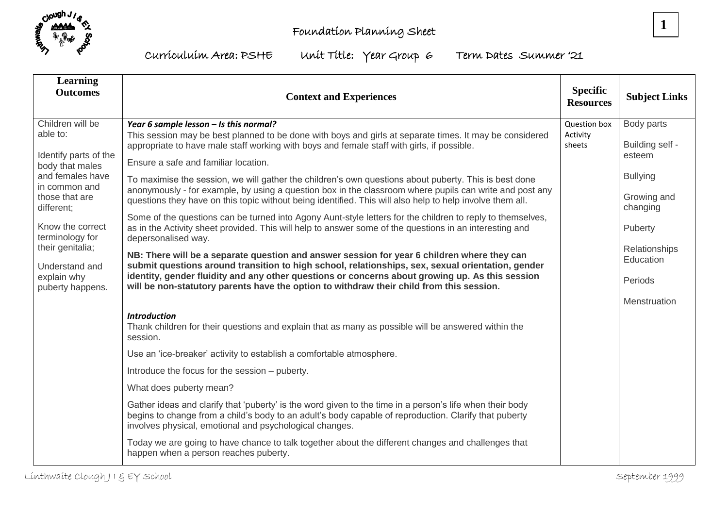# Foundation Planning Sheet

Curriculuim Area: PSHE  Unit Title:  Year Group 6  Term Dates Summer '21

| Learning Outcomes | Context and Experiences | Specific Resources | Subject Links |
|---|---|---|---|
| Children will be able to:<br><br>Identify parts of the body that males and females have in common and those that are different;<br><br>Know the correct terminology for their genitalia;<br><br>Understand and explain why puberty happens. | ***Year 6 sample lesson – Is this normal?***<br>This session may be best planned to be done with boys and girls at separate times. It may be considered appropriate to have male staff working with boys and female staff with girls, if possible.<br><br>Ensure a safe and familiar location.<br><br>To maximise the session, we will gather the children's own questions about puberty. This is best done anonymously - for example, by using a question box in the classroom where pupils can write and post any questions they have on this topic without being identified. This will also help to help involve them all.<br><br>Some of the questions can be turned into Agony Aunt-style letters for the children to reply to themselves, as in the Activity sheet provided. This will help to answer some of the questions in an interesting and depersonalised way.<br><br>**NB: There will be a separate question and answer session for year 6 children where they can submit questions around transition to high school, relationships, sex, sexual orientation, gender identity, gender fluidity and any other questions or concerns about growing up. As this session will be non-statutory parents have the option to withdraw their child from this session.**<br><br>***Introduction***<br>Thank children for their questions and explain that as many as possible will be answered within the session.<br><br>Use an 'ice-breaker' activity to establish a comfortable atmosphere.<br><br>Introduce the focus for the session – puberty.<br><br>What does puberty mean?<br><br>Gather ideas and clarify that 'puberty' is the word given to the time in a person's life when their body begins to change from a child's body to an adult's body capable of reproduction. Clarify that puberty involves physical, emotional and psychological changes.<br><br>Today we are going to have chance to talk together about the different changes and challenges that happen when a person reaches puberty. | Question box<br>Activity sheets | Body parts<br><br>Building self - esteem<br><br>Bullying<br><br>Growing and changing<br><br>Puberty<br><br>Relationships Education<br><br>Periods<br><br>Menstruation |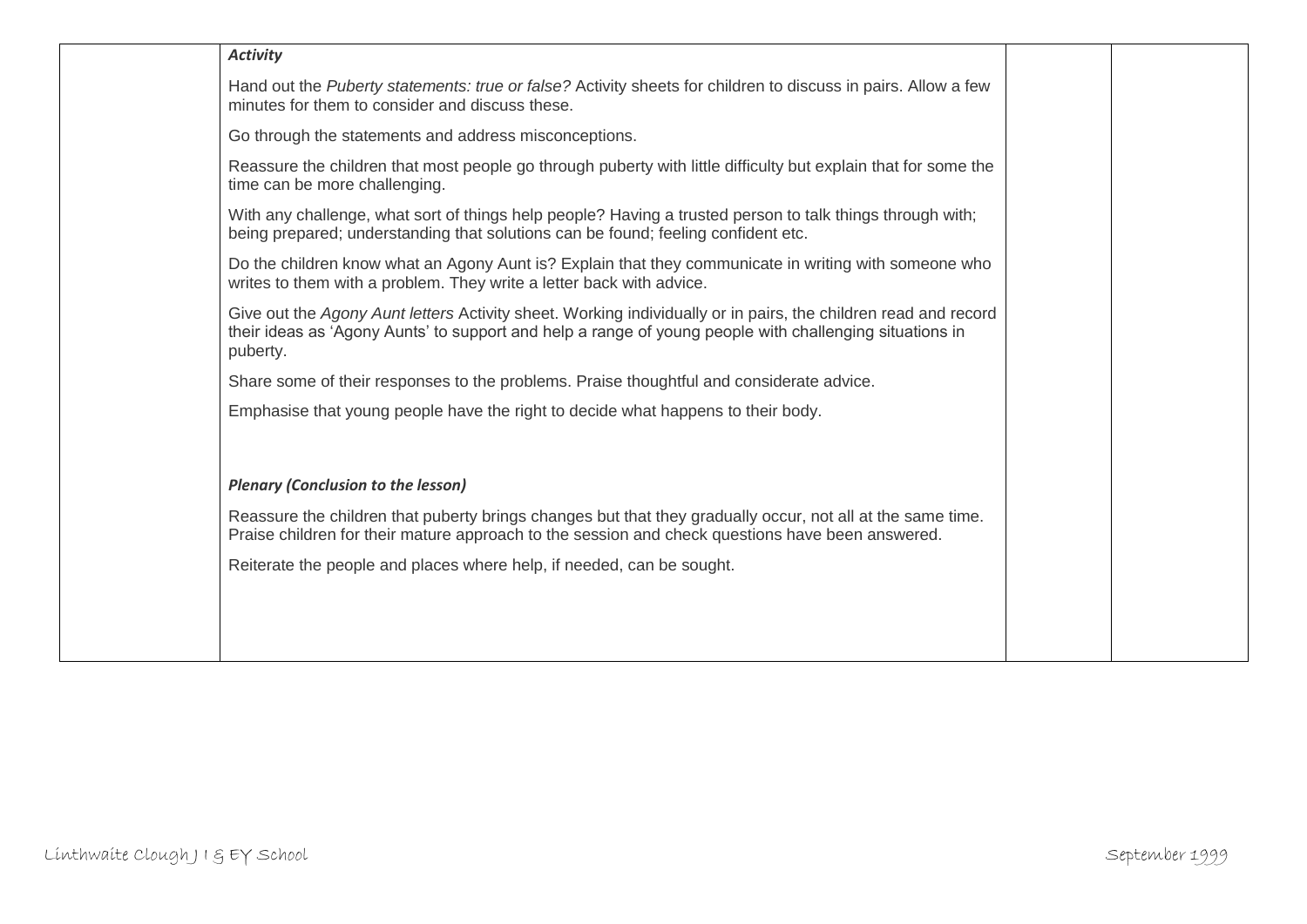| | | | |
|---|---|---|---|
| | ***Activity***<br><br>Hand out the *Puberty statements: true or false?* Activity sheets for children to discuss in pairs. Allow a few minutes for them to consider and discuss these.<br><br>Go through the statements and address misconceptions.<br><br>Reassure the children that most people go through puberty with little difficulty but explain that for some the time can be more challenging.<br><br>With any challenge, what sort of things help people? Having a trusted person to talk things through with; being prepared; understanding that solutions can be found; feeling confident etc.<br><br>Do the children know what an Agony Aunt is? Explain that they communicate in writing with someone who writes to them with a problem. They write a letter back with advice.<br><br>Give out the *Agony Aunt letters* Activity sheet. Working individually or in pairs, the children read and record their ideas as 'Agony Aunts' to support and help a range of young people with challenging situations in puberty.<br><br>Share some of their responses to the problems. Praise thoughtful and considerate advice.<br><br>Emphasise that young people have the right to decide what happens to their body.<br><br>***Plenary (Conclusion to the lesson)***<br><br>Reassure the children that puberty brings changes but that they gradually occur, not all at the same time. Praise children for their mature approach to the session and check questions have been answered.<br><br>Reiterate the people and places where help, if needed, can be sought. | | |